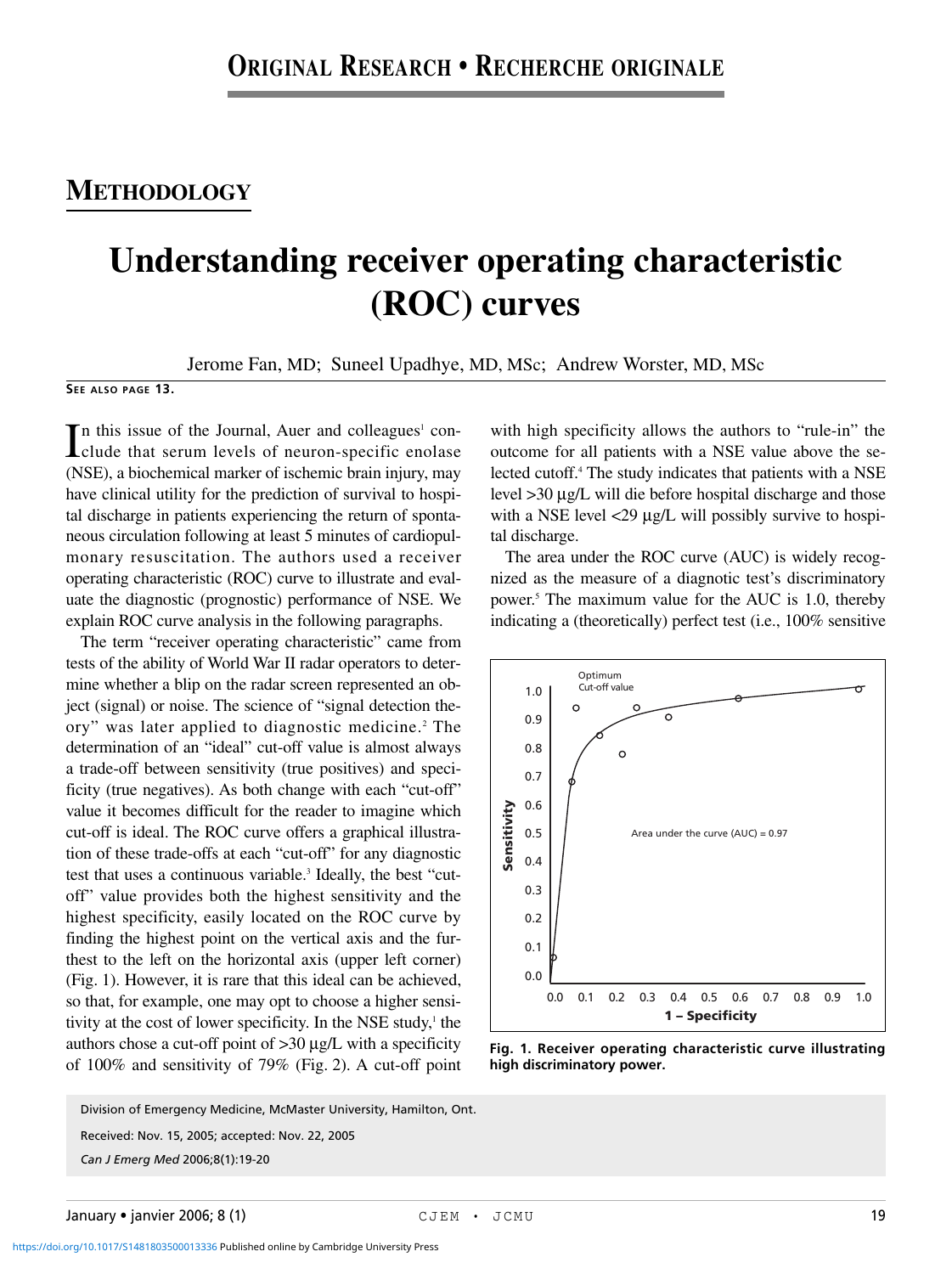## METHODOLOGY

# Understanding receiver operating characteristic (ROC) curves

Jerome Fan, MD; Suneel Upadhye, MD, MSc; Andrew Worster, MD, MSc

**SEE ALSO PAGE 13.**

In this issue of the Journal, Auer and colleagues[1] conclude that serum levels of neuron-specific enolase (NSE), a biochemical marker of ischemic brain injury, may have clinical utility for the prediction of survival to hospital discharge in patients experiencing the return of spontaneous circulation following at least 5 minutes of cardiopulmonary resuscitation. The authors used a receiver operating characteristic (ROC) curve to illustrate and evaluate the diagnostic (prognostic) performance of NSE. We explain ROC curve analysis in the following paragraphs.

The term "receiver operating characteristic" came from tests of the ability of World War II radar operators to determine whether a blip on the radar screen represented an object (signal) or noise. The science of "signal detection theory" was later applied to diagnostic medicine.[2] The determination of an "ideal" cut-off value is almost always a trade-off between sensitivity (true positives) and specificity (true negatives). As both change with each "cut-off" value it becomes difficult for the reader to imagine which cut-off is ideal. The ROC curve offers a graphical illustration of these trade-offs at each "cut-off" for any diagnostic test that uses a continuous variable.[3] Ideally, the best "cut-off" value provides both the highest sensitivity and the highest specificity, easily located on the ROC curve by finding the highest point on the vertical axis and the furthest to the left on the horizontal axis (upper left corner) (Fig. 1). However, it is rare that this ideal can be achieved, so that, for example, one may opt to choose a higher sensitivity at the cost of lower specificity. In the NSE study,[1] the authors chose a cut-off point of >30 µg/L with a specificity of 100% and sensitivity of 79% (Fig. 2). A cut-off point with high specificity allows the authors to "rule-in" the outcome for all patients with a NSE value above the selected cutoff.[4] The study indicates that patients with a NSE level >30 µg/L will die before hospital discharge and those with a NSE level <29 µg/L will possibly survive to hospital discharge.

The area under the ROC curve (AUC) is widely recognized as the measure of a diagnostic test's discriminatory power.[5] The maximum value for the AUC is 1.0, thereby indicating a (theoretically) perfect test (i.e., 100% sensitive

**Fig. 1. Receiver operating characteristic curve illustrating high discriminatory power.**

Division of Emergency Medicine, McMaster University, Hamilton, Ont.

Received: Nov. 15, 2005; accepted: Nov. 22, 2005

*Can J Emerg Med* 2006;8(1):19-20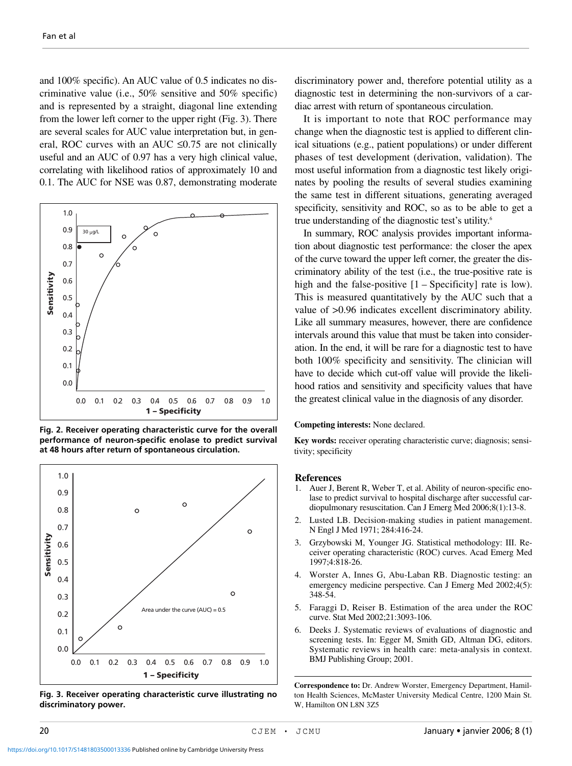and 100% specific). An AUC value of 0.5 indicates no discriminative value (i.e., 50% sensitive and 50% specific) and is represented by a straight, diagonal line extending from the lower left corner to the upper right (Fig. 3). There are several scales for AUC value interpretation but, in general, ROC curves with an AUC ≤0.75 are not clinically useful and an AUC of 0.97 has a very high clinical value, correlating with likelihood ratios of approximately 10 and 0.1. The AUC for NSE was 0.87, demonstrating moderate

30 μg/L

Sensitivity

1.0
0.9
0.8
0.7
0.6
0.5
0.4
0.3
0.2
0.1
0.0

0.0 0.1 0.2 0.3 0.4 0.5 0.6 0.7 0.8 0.9 1.0

1 – Specificity

**Fig. 2. Receiver operating characteristic curve for the overall performance of neuron-specific enolase to predict survival at 48 hours after return of spontaneous circulation.**

Sensitivity

1.0
0.9
0.8
0.7
0.6
0.5
0.4
0.3
0.2
0.1
0.0

Area under the curve (AUC) = 0.5

0.0 0.1 0.2 0.3 0.4 0.5 0.6 0.7 0.8 0.9 1.0

1 – Specificity

**Fig. 3. Receiver operating characteristic curve illustrating no discriminatory power.**

discriminatory power and, therefore potential utility as a diagnostic test in determining the non-survivors of a cardiac arrest with return of spontaneous circulation.

It is important to note that ROC performance may change when the diagnostic test is applied to different clinical situations (e.g., patient populations) or under different phases of test development (derivation, validation). The most useful information from a diagnostic test likely originates by pooling the results of several studies examining the same test in different situations, generating averaged specificity, sensitivity and ROC, so as to be able to get a true understanding of the diagnostic test's utility.[6]

In summary, ROC analysis provides important information about diagnostic test performance: the closer the apex of the curve toward the upper left corner, the greater the discriminatory ability of the test (i.e., the true-positive rate is high and the false-positive [1 – Specificity] rate is low). This is measured quantitatively by the AUC such that a value of >0.96 indicates excellent discriminatory ability. Like all summary measures, however, there are confidence intervals around this value that must be taken into consideration. In the end, it will be rare for a diagnostic test to have both 100% specificity and sensitivity. The clinician will have to decide which cut-off value will provide the likelihood ratios and sensitivity and specificity values that have the greatest clinical value in the diagnosis of any disorder.

**Competing interests:** None declared.

**Key words:** receiver operating characteristic curve; diagnosis; sensitivity; specificity

## References

1. Auer J, Berent R, Weber T, et al. Ability of neuron-specific enolase to predict survival to hospital discharge after successful cardiopulmonary resuscitation. Can J Emerg Med 2006;8(1):13-8.
2. Lusted LB. Decision-making studies in patient management. N Engl J Med 1971; 284:416-24.
3. Grzybowski M, Younger JG. Statistical methodology: III. Receiver operating characteristic (ROC) curves. Acad Emerg Med 1997;4:818-26.
4. Worster A, Innes G, Abu-Laban RB. Diagnostic testing: an emergency medicine perspective. Can J Emerg Med 2002;4(5): 348-54.
5. Faraggi D, Reiser B. Estimation of the area under the ROC curve. Stat Med 2002;21:3093-106.
6. Deeks J. Systematic reviews of evaluations of diagnostic and screening tests. In: Egger M, Smith GD, Altman DG, editors. Systematic reviews in health care: meta-analysis in context. BMJ Publishing Group; 2001.

**Correspondence to:** Dr. Andrew Worster, Emergency Department, Hamilton Health Sciences, McMaster University Medical Centre, 1200 Main St. W, Hamilton ON L8N 3Z5